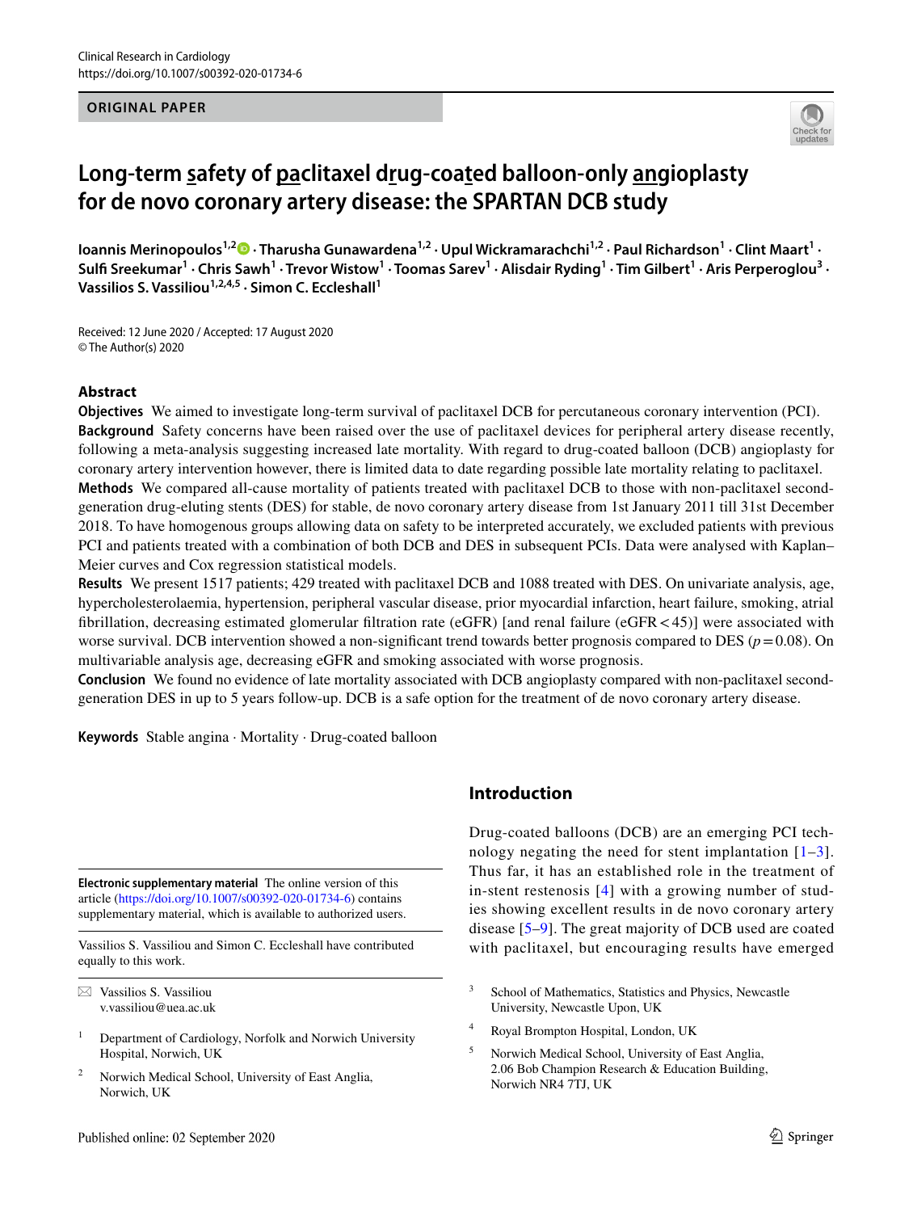ORIGINAL PAPER

# Long-term safety of paclitaxel drug-coated balloon-only angioplasty for de novo coronary artery disease: the SPARTAN DCB study

**Ioannis Merinopoulos[1,2] · Tharusha Gunawardena[1,2] · Upul Wickramarachchi[1,2] · Paul Richardson[1] · Clint Maart[1] · Sulfi Sreekumar[1] · Chris Sawh[1] · Trevor Wistow[1] · Toomas Sarev[1] · Alisdair Ryding[1] · Tim Gilbert[1] · Aris Perperoglou[3] · Vassilios S. Vassiliou[1,2,4,5] · Simon C. Eccleshall[1]**

Received: 12 June 2020 / Accepted: 17 August 2020
© The Author(s) 2020

## Abstract

**Objectives** We aimed to investigate long-term survival of paclitaxel DCB for percutaneous coronary intervention (PCI).

**Background** Safety concerns have been raised over the use of paclitaxel devices for peripheral artery disease recently, following a meta-analysis suggesting increased late mortality. With regard to drug-coated balloon (DCB) angioplasty for coronary artery intervention however, there is limited data to date regarding possible late mortality relating to paclitaxel.

**Methods** We compared all-cause mortality of patients treated with paclitaxel DCB to those with non-paclitaxel second-generation drug-eluting stents (DES) for stable, de novo coronary artery disease from 1st January 2011 till 31st December 2018. To have homogenous groups allowing data on safety to be interpreted accurately, we excluded patients with previous PCI and patients treated with a combination of both DCB and DES in subsequent PCIs. Data were analysed with Kaplan–Meier curves and Cox regression statistical models.

**Results** We present 1517 patients; 429 treated with paclitaxel DCB and 1088 treated with DES. On univariate analysis, age, hypercholesterolaemia, hypertension, peripheral vascular disease, prior myocardial infarction, heart failure, smoking, atrial fibrillation, decreasing estimated glomerular filtration rate (eGFR) [and renal failure (eGFR < 45)] were associated with worse survival. DCB intervention showed a non-significant trend towards better prognosis compared to DES ($p = 0.08$). On multivariable analysis age, decreasing eGFR and smoking associated with worse prognosis.

**Conclusion** We found no evidence of late mortality associated with DCB angioplasty compared with non-paclitaxel second-generation DES in up to 5 years follow-up. DCB is a safe option for the treatment of de novo coronary artery disease.

**Keywords** Stable angina · Mortality · Drug-coated balloon

## Introduction

Drug-coated balloons (DCB) are an emerging PCI technology negating the need for stent implantation [1–3]. Thus far, it has an established role in the treatment of in-stent restenosis [4] with a growing number of studies showing excellent results in de novo coronary artery disease [5–9]. The great majority of DCB used are coated with paclitaxel, but encouraging results have emerged

**Electronic supplementary material** The online version of this article (https://doi.org/10.1007/s00392-020-01734-6) contains supplementary material, which is available to authorized users.

Vassilios S. Vassiliou and Simon C. Eccleshall have contributed equally to this work.

✉ Vassilios S. Vassiliou
v.vassiliou@uea.ac.uk

1 Department of Cardiology, Norfolk and Norwich University Hospital, Norwich, UK

2 Norwich Medical School, University of East Anglia, Norwich, UK

3 School of Mathematics, Statistics and Physics, Newcastle University, Newcastle Upon, UK

4 Royal Brompton Hospital, London, UK

5 Norwich Medical School, University of East Anglia, 2.06 Bob Champion Research & Education Building, Norwich NR4 7TJ, UK

Published online: 02 September 2020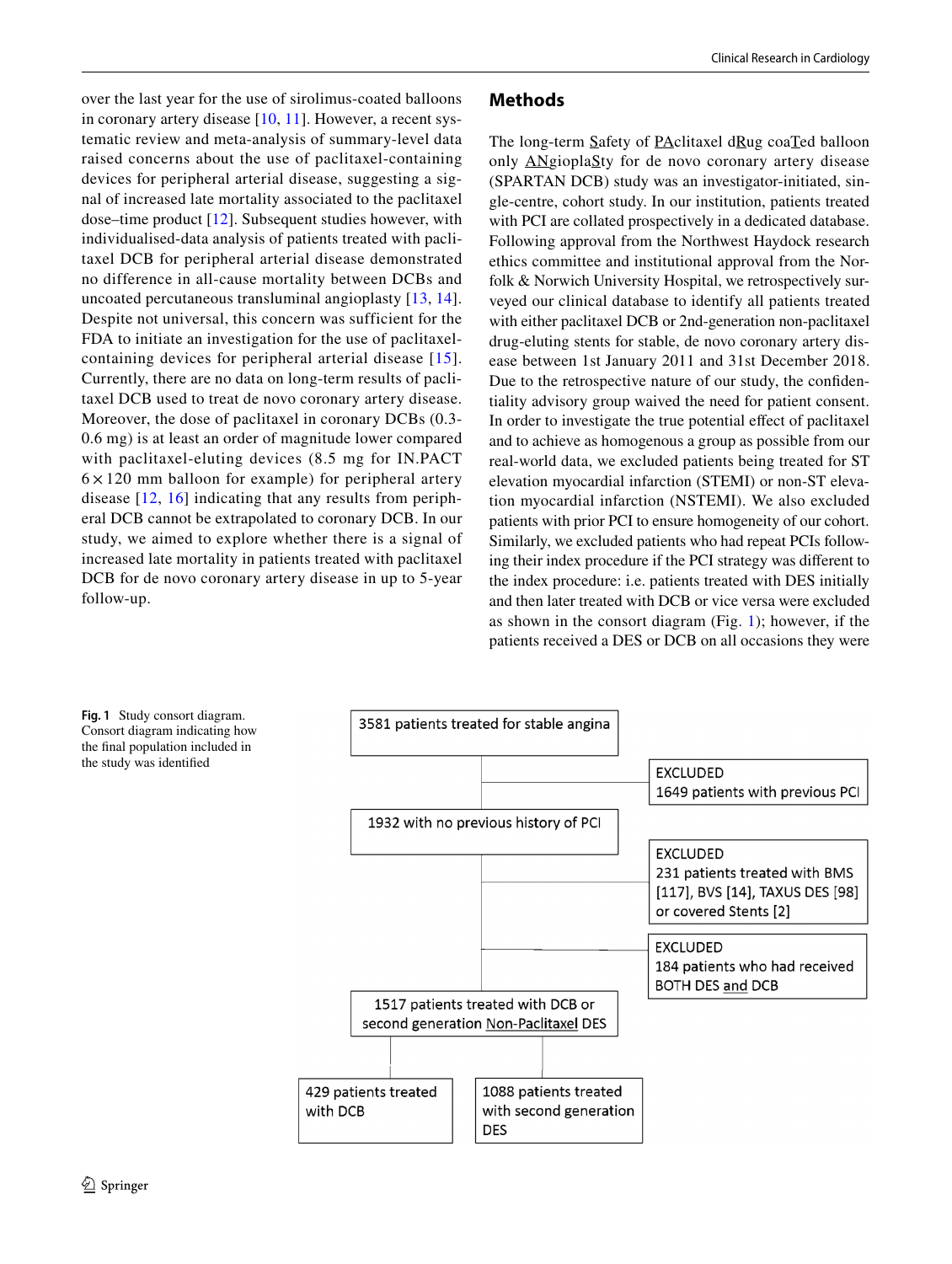over the last year for the use of sirolimus-coated balloons in coronary artery disease [10, 11]. However, a recent systematic review and meta-analysis of summary-level data raised concerns about the use of paclitaxel-containing devices for peripheral arterial disease, suggesting a signal of increased late mortality associated to the paclitaxel dose–time product [12]. Subsequent studies however, with individualised-data analysis of patients treated with paclitaxel DCB for peripheral arterial disease demonstrated no difference in all-cause mortality between DCBs and uncoated percutaneous transluminal angioplasty [13, 14]. Despite not universal, this concern was sufficient for the FDA to initiate an investigation for the use of paclitaxel-containing devices for peripheral arterial disease [15]. Currently, there are no data on long-term results of paclitaxel DCB used to treat de novo coronary artery disease. Moreover, the dose of paclitaxel in coronary DCBs (0.3-0.6 mg) is at least an order of magnitude lower compared with paclitaxel-eluting devices (8.5 mg for IN.PACT $6 \times 120$ mm balloon for example) for peripheral artery disease [12, 16] indicating that any results from peripheral DCB cannot be extrapolated to coronary DCB. In our study, we aimed to explore whether there is a signal of increased late mortality in patients treated with paclitaxel DCB for de novo coronary artery disease in up to 5-year follow-up.

## Methods

The long-term Safety of PAclitaxel dRug coaTed balloon only ANgioplaSty for de novo coronary artery disease (SPARTAN DCB) study was an investigator-initiated, single-centre, cohort study. In our institution, patients treated with PCI are collated prospectively in a dedicated database. Following approval from the Northwest Haydock research ethics committee and institutional approval from the Norfolk & Norwich University Hospital, we retrospectively surveyed our clinical database to identify all patients treated with either paclitaxel DCB or 2nd-generation non-paclitaxel drug-eluting stents for stable, de novo coronary artery disease between 1st January 2011 and 31st December 2018. Due to the retrospective nature of our study, the confidentiality advisory group waived the need for patient consent. In order to investigate the true potential effect of paclitaxel and to achieve as homogenous a group as possible from our real-world data, we excluded patients being treated for ST elevation myocardial infarction (STEMI) or non-ST elevation myocardial infarction (NSTEMI). We also excluded patients with prior PCI to ensure homogeneity of our cohort. Similarly, we excluded patients who had repeat PCIs following their index procedure if the PCI strategy was different to the index procedure: i.e. patients treated with DES initially and then later treated with DCB or vice versa were excluded as shown in the consort diagram (Fig. 1); however, if the patients received a DES or DCB on all occasions they were

3581 patients treated for stable angina

EXCLUDED
1649 patients with previous PCI

1932 with no previous history of PCI

EXCLUDED
231 patients treated with BMS [117], BVS [14], TAXUS DES [98] or covered Stents [2]

EXCLUDED
184 patients who had received BOTH DES and DCB

1517 patients treated with DCB or second generation Non-Paclitaxel DES

429 patients treated with DCB

1088 patients treated with second generation DES

**Fig. 1** Study consort diagram. Consort diagram indicating how the final population included in the study was identified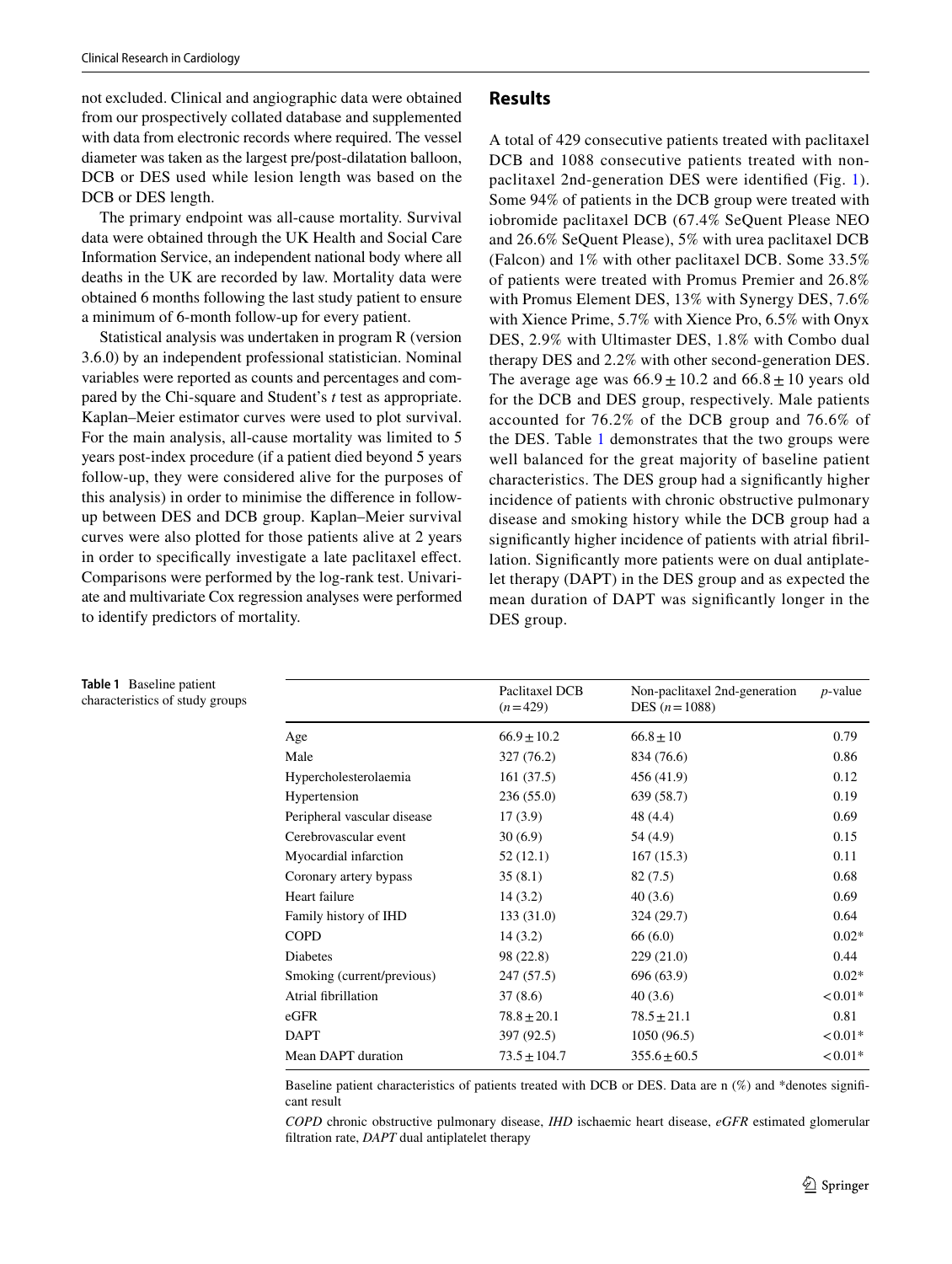not excluded. Clinical and angiographic data were obtained from our prospectively collated database and supplemented with data from electronic records where required. The vessel diameter was taken as the largest pre/post-dilatation balloon, DCB or DES used while lesion length was based on the DCB or DES length.

The primary endpoint was all-cause mortality. Survival data were obtained through the UK Health and Social Care Information Service, an independent national body where all deaths in the UK are recorded by law. Mortality data were obtained 6 months following the last study patient to ensure a minimum of 6-month follow-up for every patient.

Statistical analysis was undertaken in program R (version 3.6.0) by an independent professional statistician. Nominal variables were reported as counts and percentages and compared by the Chi-square and Student's *t* test as appropriate. Kaplan–Meier estimator curves were used to plot survival. For the main analysis, all-cause mortality was limited to 5 years post-index procedure (if a patient died beyond 5 years follow-up, they were considered alive for the purposes of this analysis) in order to minimise the difference in follow-up between DES and DCB group. Kaplan–Meier survival curves were also plotted for those patients alive at 2 years in order to specifically investigate a late paclitaxel effect. Comparisons were performed by the log-rank test. Univariate and multivariate Cox regression analyses were performed to identify predictors of mortality.

## Results

A total of 429 consecutive patients treated with paclitaxel DCB and 1088 consecutive patients treated with non-paclitaxel 2nd-generation DES were identified (Fig. 1). Some 94% of patients in the DCB group were treated with iobromide paclitaxel DCB (67.4% SeQuent Please NEO and 26.6% SeQuent Please), 5% with urea paclitaxel DCB (Falcon) and 1% with other paclitaxel DCB. Some 33.5% of patients were treated with Promus Premier and 26.8% with Promus Element DES, 13% with Synergy DES, 7.6% with Xience Prime, 5.7% with Xience Pro, 6.5% with Onyx DES, 2.9% with Ultimaster DES, 1.8% with Combo dual therapy DES and 2.2% with other second-generation DES. The average age was $66.9 \pm 10.2$ and $66.8 \pm 10$ years old for the DCB and DES group, respectively. Male patients accounted for 76.2% of the DCB group and 76.6% of the DES. Table 1 demonstrates that the two groups were well balanced for the great majority of baseline patient characteristics. The DES group had a significantly higher incidence of patients with chronic obstructive pulmonary disease and smoking history while the DCB group had a significantly higher incidence of patients with atrial fibrillation. Significantly more patients were on dual antiplatelet therapy (DAPT) in the DES group and as expected the mean duration of DAPT was significantly longer in the DES group.

**Table 1** Baseline patient characteristics of study groups

| | Paclitaxel DCB ($n=429$) | Non-paclitaxel 2nd-generation DES ($n=1088$) | *p*-value |
|---|---|---|---|
| Age | $66.9 \pm 10.2$ | $66.8 \pm 10$ | 0.79 |
| Male | 327 (76.2) | 834 (76.6) | 0.86 |
| Hypercholesterolaemia | 161 (37.5) | 456 (41.9) | 0.12 |
| Hypertension | 236 (55.0) | 639 (58.7) | 0.19 |
| Peripheral vascular disease | 17 (3.9) | 48 (4.4) | 0.69 |
| Cerebrovascular event | 30 (6.9) | 54 (4.9) | 0.15 |
| Myocardial infarction | 52 (12.1) | 167 (15.3) | 0.11 |
| Coronary artery bypass | 35 (8.1) | 82 (7.5) | 0.68 |
| Heart failure | 14 (3.2) | 40 (3.6) | 0.69 |
| Family history of IHD | 133 (31.0) | 324 (29.7) | 0.64 |
| COPD | 14 (3.2) | 66 (6.0) | 0.02* |
| Diabetes | 98 (22.8) | 229 (21.0) | 0.44 |
| Smoking (current/previous) | 247 (57.5) | 696 (63.9) | 0.02* |
| Atrial fibrillation | 37 (8.6) | 40 (3.6) | <0.01* |
| eGFR | $78.8 \pm 20.1$ | $78.5 \pm 21.1$ | 0.81 |
| DAPT | 397 (92.5) | 1050 (96.5) | <0.01* |
| Mean DAPT duration | $73.5 \pm 104.7$ | $355.6 \pm 60.5$ | <0.01* |

Baseline patient characteristics of patients treated with DCB or DES. Data are n (%) and *denotes significant result

*COPD* chronic obstructive pulmonary disease, *IHD* ischaemic heart disease, *eGFR* estimated glomerular filtration rate, *DAPT* dual antiplatelet therapy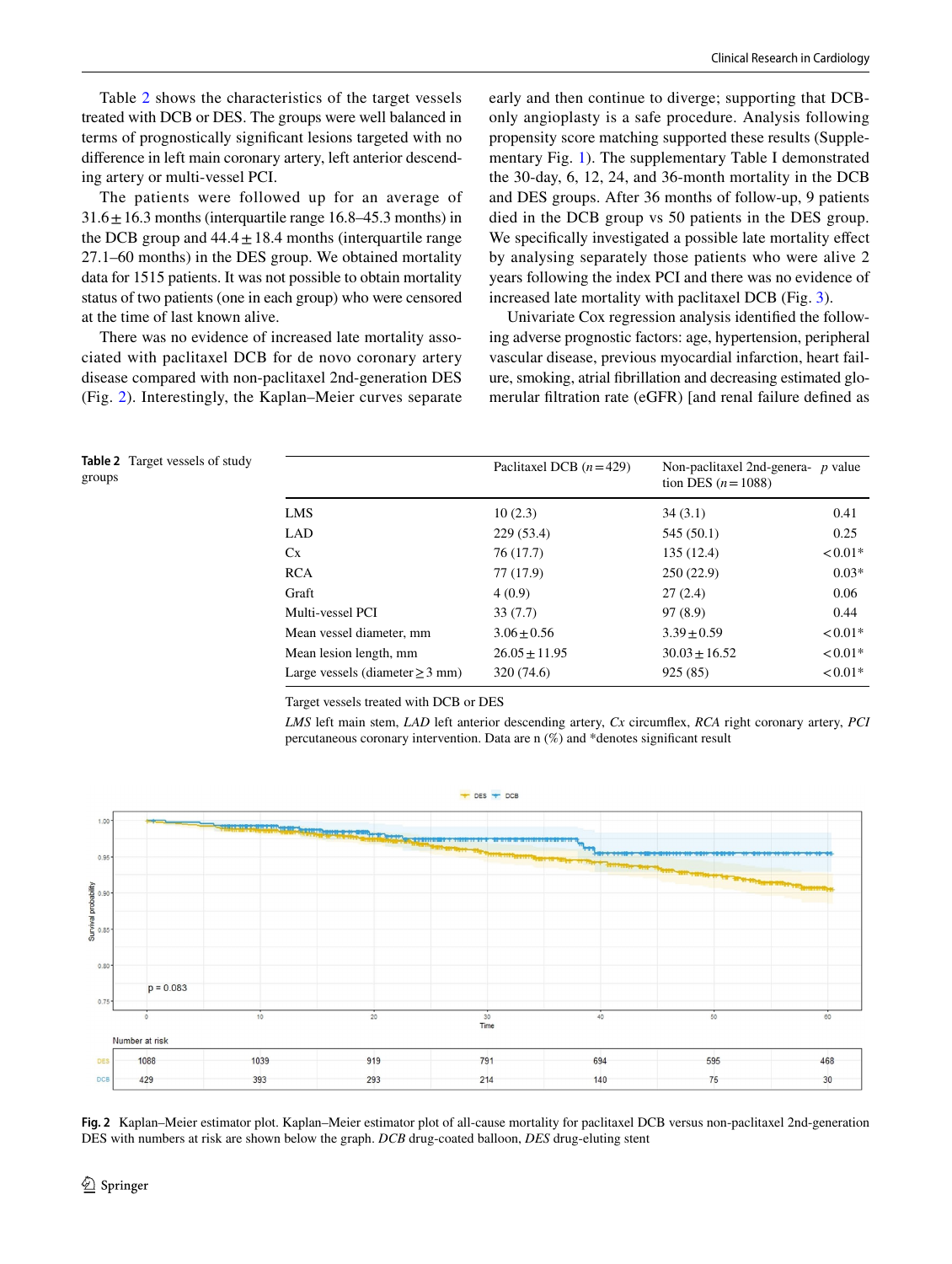Table 2 shows the characteristics of the target vessels treated with DCB or DES. The groups were well balanced in terms of prognostically significant lesions targeted with no difference in left main coronary artery, left anterior descending artery or multi-vessel PCI.

The patients were followed up for an average of 31.6 ± 16.3 months (interquartile range 16.8–45.3 months) in the DCB group and 44.4 ± 18.4 months (interquartile range 27.1–60 months) in the DES group. We obtained mortality data for 1515 patients. It was not possible to obtain mortality status of two patients (one in each group) who were censored at the time of last known alive.

There was no evidence of increased late mortality associated with paclitaxel DCB for de novo coronary artery disease compared with non-paclitaxel 2nd-generation DES (Fig. 2). Interestingly, the Kaplan–Meier curves separate early and then continue to diverge; supporting that DCB-only angioplasty is a safe procedure. Analysis following propensity score matching supported these results (Supplementary Fig. 1). The supplementary Table I demonstrated the 30-day, 6, 12, 24, and 36-month mortality in the DCB and DES groups. After 36 months of follow-up, 9 patients died in the DCB group vs 50 patients in the DES group. We specifically investigated a possible late mortality effect by analysing separately those patients who were alive 2 years following the index PCI and there was no evidence of increased late mortality with paclitaxel DCB (Fig. 3).

Univariate Cox regression analysis identified the following adverse prognostic factors: age, hypertension, peripheral vascular disease, previous myocardial infarction, heart failure, smoking, atrial fibrillation and decreasing estimated glomerular filtration rate (eGFR) [and renal failure defined as

**Table 2** Target vessels of study groups

| | Paclitaxel DCB (*n* = 429) | Non-paclitaxel 2nd-generation DES (*n* = 1088) | *p* value |
|---|---|---|---|
| LMS | 10 (2.3) | 34 (3.1) | 0.41 |
| LAD | 229 (53.4) | 545 (50.1) | 0.25 |
| Cx | 76 (17.7) | 135 (12.4) | < 0.01* |
| RCA | 77 (17.9) | 250 (22.9) | 0.03* |
| Graft | 4 (0.9) | 27 (2.4) | 0.06 |
| Multi-vessel PCI | 33 (7.7) | 97 (8.9) | 0.44 |
| Mean vessel diameter, mm | 3.06 ± 0.56 | 3.39 ± 0.59 | < 0.01* |
| Mean lesion length, mm | 26.05 ± 11.95 | 30.03 ± 16.52 | < 0.01* |
| Large vessels (diameter ≥ 3 mm) | 320 (74.6) | 925 (85) | < 0.01* |

Target vessels treated with DCB or DES

*LMS* left main stem, *LAD* left anterior descending artery, *Cx* circumflex, *RCA* right coronary artery, *PCI* percutaneous coronary intervention. Data are n (%) and *denotes significant result

**Fig. 2** Kaplan–Meier estimator plot. Kaplan–Meier estimator plot of all-cause mortality for paclitaxel DCB versus non-paclitaxel 2nd-generation DES with numbers at risk are shown below the graph. *DCB* drug-coated balloon, *DES* drug-eluting stent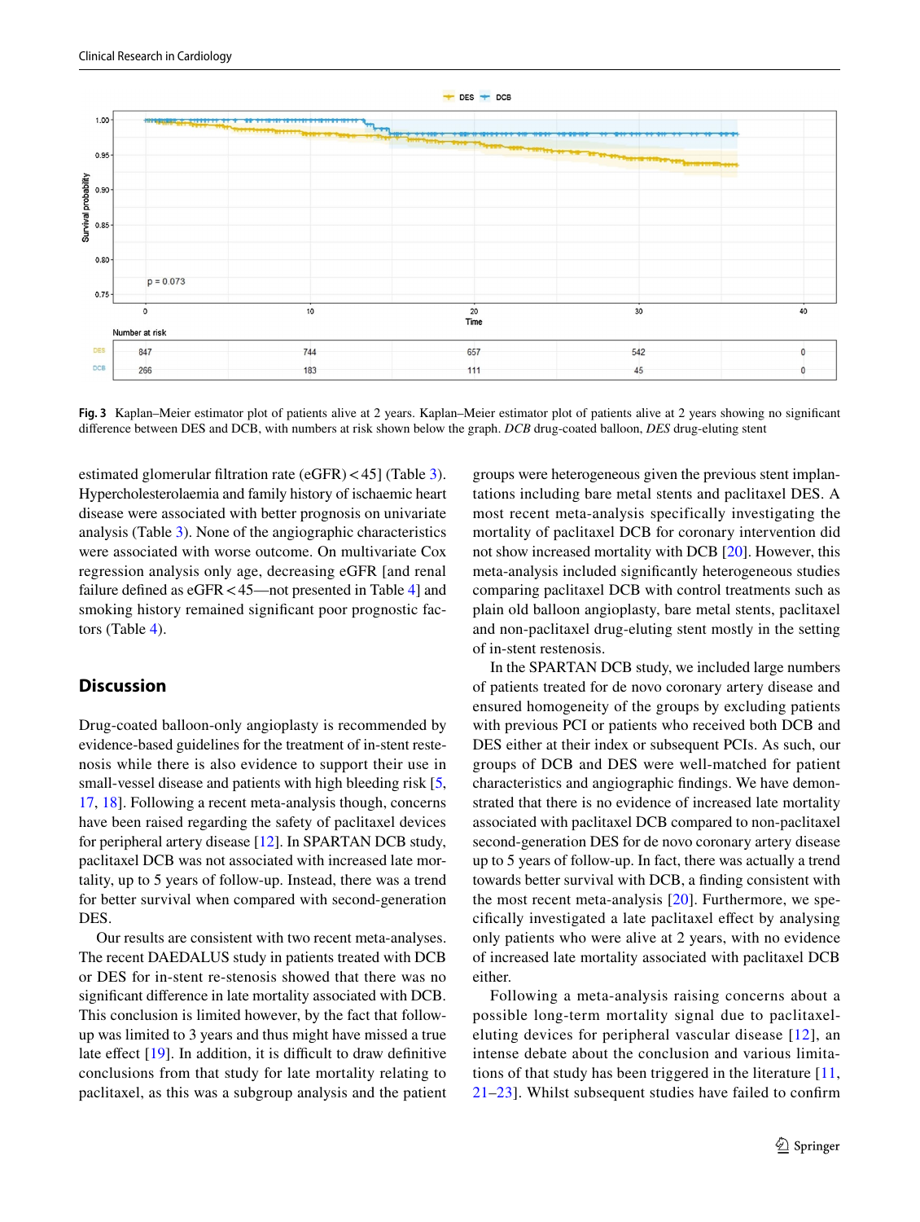Fig. 3 Kaplan–Meier estimator plot of patients alive at 2 years. Kaplan–Meier estimator plot of patients alive at 2 years showing no significant difference between DES and DCB, with numbers at risk shown below the graph. *DCB* drug-coated balloon, *DES* drug-eluting stent

estimated glomerular filtration rate (eGFR) < 45] (Table 3). Hypercholesterolaemia and family history of ischaemic heart disease were associated with better prognosis on univariate analysis (Table 3). None of the angiographic characteristics were associated with worse outcome. On multivariate Cox regression analysis only age, decreasing eGFR [and renal failure defined as eGFR < 45—not presented in Table 4] and smoking history remained significant poor prognostic factors (Table 4).

## Discussion

Drug-coated balloon-only angioplasty is recommended by evidence-based guidelines for the treatment of in-stent restenosis while there is also evidence to support their use in small-vessel disease and patients with high bleeding risk [5, 17, 18]. Following a recent meta-analysis though, concerns have been raised regarding the safety of paclitaxel devices for peripheral artery disease [12]. In SPARTAN DCB study, paclitaxel DCB was not associated with increased late mortality, up to 5 years of follow-up. Instead, there was a trend for better survival when compared with second-generation DES.

Our results are consistent with two recent meta-analyses. The recent DAEDALUS study in patients treated with DCB or DES for in-stent re-stenosis showed that there was no significant difference in late mortality associated with DCB. This conclusion is limited however, by the fact that follow-up was limited to 3 years and thus might have missed a true late effect [19]. In addition, it is difficult to draw definitive conclusions from that study for late mortality relating to paclitaxel, as this was a subgroup analysis and the patient groups were heterogeneous given the previous stent implantations including bare metal stents and paclitaxel DES. A most recent meta-analysis specifically investigating the mortality of paclitaxel DCB for coronary intervention did not show increased mortality with DCB [20]. However, this meta-analysis included significantly heterogeneous studies comparing paclitaxel DCB with control treatments such as plain old balloon angioplasty, bare metal stents, paclitaxel and non-paclitaxel drug-eluting stent mostly in the setting of in-stent restenosis.

In the SPARTAN DCB study, we included large numbers of patients treated for de novo coronary artery disease and ensured homogeneity of the groups by excluding patients with previous PCI or patients who received both DCB and DES either at their index or subsequent PCIs. As such, our groups of DCB and DES were well-matched for patient characteristics and angiographic findings. We have demonstrated that there is no evidence of increased late mortality associated with paclitaxel DCB compared to non-paclitaxel second-generation DES for de novo coronary artery disease up to 5 years of follow-up. In fact, there was actually a trend towards better survival with DCB, a finding consistent with the most recent meta-analysis [20]. Furthermore, we specifically investigated a late paclitaxel effect by analysing only patients who were alive at 2 years, with no evidence of increased late mortality associated with paclitaxel DCB either.

Following a meta-analysis raising concerns about a possible long-term mortality signal due to paclitaxel-eluting devices for peripheral vascular disease [12], an intense debate about the conclusion and various limitations of that study has been triggered in the literature [11, 21–23]. Whilst subsequent studies have failed to confirm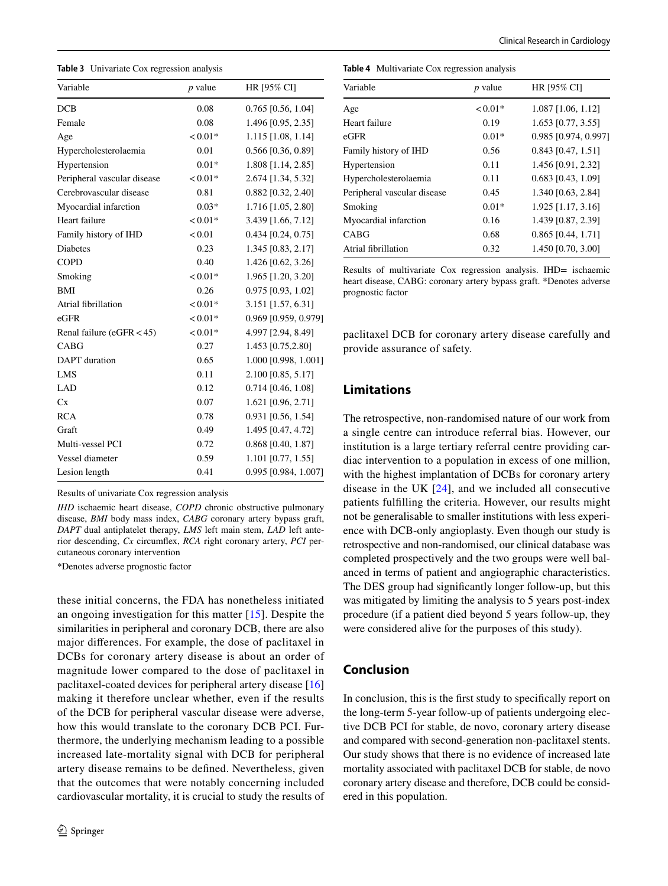**Table 3** Univariate Cox regression analysis

| Variable | *p* value | HR [95% CI] |
|---|---|---|
| DCB | 0.08 | 0.765 [0.56, 1.04] |
| Female | 0.08 | 1.496 [0.95, 2.35] |
| Age | < 0.01* | 1.115 [1.08, 1.14] |
| Hypercholesterolaemia | 0.01 | 0.566 [0.36, 0.89] |
| Hypertension | 0.01* | 1.808 [1.14, 2.85] |
| Peripheral vascular disease | < 0.01* | 2.674 [1.34, 5.32] |
| Cerebrovascular disease | 0.81 | 0.882 [0.32, 2.40] |
| Myocardial infarction | 0.03* | 1.716 [1.05, 2.80] |
| Heart failure | < 0.01* | 3.439 [1.66, 7.12] |
| Family history of IHD | < 0.01 | 0.434 [0.24, 0.75] |
| Diabetes | 0.23 | 1.345 [0.83, 2.17] |
| COPD | 0.40 | 1.426 [0.62, 3.26] |
| Smoking | < 0.01* | 1.965 [1.20, 3.20] |
| BMI | 0.26 | 0.975 [0.93, 1.02] |
| Atrial fibrillation | < 0.01* | 3.151 [1.57, 6.31] |
| eGFR | < 0.01* | 0.969 [0.959, 0.979] |
| Renal failure (eGFR < 45) | < 0.01* | 4.997 [2.94, 8.49] |
| CABG | 0.27 | 1.453 [0.75,2.80] |
| DAPT duration | 0.65 | 1.000 [0.998, 1.001] |
| LMS | 0.11 | 2.100 [0.85, 5.17] |
| LAD | 0.12 | 0.714 [0.46, 1.08] |
| Cx | 0.07 | 1.621 [0.96, 2.71] |
| RCA | 0.78 | 0.931 [0.56, 1.54] |
| Graft | 0.49 | 1.495 [0.47, 4.72] |
| Multi-vessel PCI | 0.72 | 0.868 [0.40, 1.87] |
| Vessel diameter | 0.59 | 1.101 [0.77, 1.55] |
| Lesion length | 0.41 | 0.995 [0.984, 1.007] |

Results of univariate Cox regression analysis

*IHD* ischaemic heart disease, *COPD* chronic obstructive pulmonary disease, *BMI* body mass index, *CABG* coronary artery bypass graft, *DAPT* dual antiplatelet therapy, *LMS* left main stem, *LAD* left anterior descending, *Cx* circumflex, *RCA* right coronary artery, *PCI* percutaneous coronary intervention

*Denotes adverse prognostic factor

these initial concerns, the FDA has nonetheless initiated an ongoing investigation for this matter [15]. Despite the similarities in peripheral and coronary DCB, there are also major differences. For example, the dose of paclitaxel in DCBs for coronary artery disease is about an order of magnitude lower compared to the dose of paclitaxel in paclitaxel-coated devices for peripheral artery disease [16] making it therefore unclear whether, even if the results of the DCB for peripheral vascular disease were adverse, how this would translate to the coronary DCB PCI. Furthermore, the underlying mechanism leading to a possible increased late-mortality signal with DCB for peripheral artery disease remains to be defined. Nevertheless, given that the outcomes that were notably concerning included cardiovascular mortality, it is crucial to study the results of paclitaxel DCB for coronary artery disease carefully and provide assurance of safety.

**Table 4** Multivariate Cox regression analysis

| Variable | *p* value | HR [95% CI] |
|---|---|---|
| Age | < 0.01* | 1.087 [1.06, 1.12] |
| Heart failure | 0.19 | 1.653 [0.77, 3.55] |
| eGFR | 0.01* | 0.985 [0.974, 0.997] |
| Family history of IHD | 0.56 | 0.843 [0.47, 1.51] |
| Hypertension | 0.11 | 1.456 [0.91, 2.32] |
| Hypercholesterolaemia | 0.11 | 0.683 [0.43, 1.09] |
| Peripheral vascular disease | 0.45 | 1.340 [0.63, 2.84] |
| Smoking | 0.01* | 1.925 [1.17, 3.16] |
| Myocardial infarction | 0.16 | 1.439 [0.87, 2.39] |
| CABG | 0.68 | 0.865 [0.44, 1.71] |
| Atrial fibrillation | 0.32 | 1.450 [0.70, 3.00] |

Results of multivariate Cox regression analysis. IHD= ischaemic heart disease, CABG: coronary artery bypass graft. *Denotes adverse prognostic factor

## Limitations

The retrospective, non-randomised nature of our work from a single centre can introduce referral bias. However, our institution is a large tertiary referral centre providing cardiac intervention to a population in excess of one million, with the highest implantation of DCBs for coronary artery disease in the UK [24], and we included all consecutive patients fulfilling the criteria. However, our results might not be generalisable to smaller institutions with less experience with DCB-only angioplasty. Even though our study is retrospective and non-randomised, our clinical database was completed prospectively and the two groups were well balanced in terms of patient and angiographic characteristics. The DES group had significantly longer follow-up, but this was mitigated by limiting the analysis to 5 years post-index procedure (if a patient died beyond 5 years follow-up, they were considered alive for the purposes of this study).

## Conclusion

In conclusion, this is the first study to specifically report on the long-term 5-year follow-up of patients undergoing elective DCB PCI for stable, de novo, coronary artery disease and compared with second-generation non-paclitaxel stents. Our study shows that there is no evidence of increased late mortality associated with paclitaxel DCB for stable, de novo coronary artery disease and therefore, DCB could be considered in this population.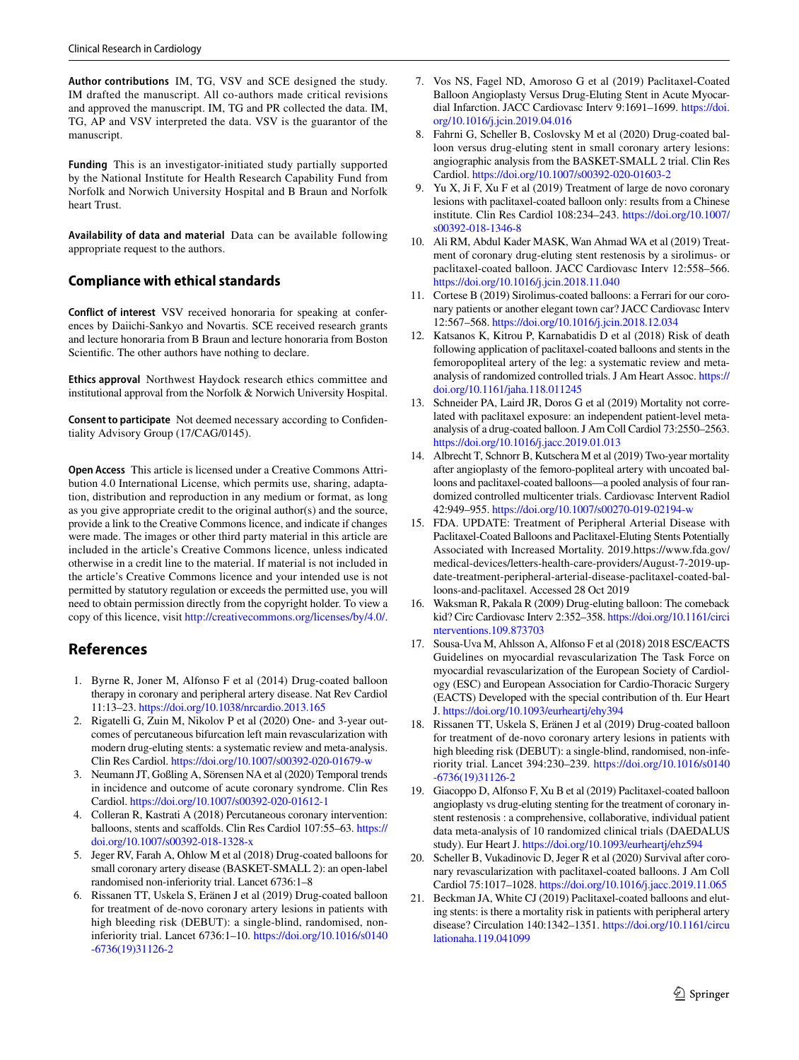**Author contributions** IM, TG, VSV and SCE designed the study. IM drafted the manuscript. All co-authors made critical revisions and approved the manuscript. IM, TG and PR collected the data. IM, TG, AP and VSV interpreted the data. VSV is the guarantor of the manuscript.

**Funding** This is an investigator-initiated study partially supported by the National Institute for Health Research Capability Fund from Norfolk and Norwich University Hospital and B Braun and Norfolk heart Trust.

**Availability of data and material** Data can be available following appropriate request to the authors.

## Compliance with ethical standards

**Conflict of interest** VSV received honoraria for speaking at conferences by Daiichi-Sankyo and Novartis. SCE received research grants and lecture honoraria from B Braun and lecture honoraria from Boston Scientific. The other authors have nothing to declare.

**Ethics approval** Northwest Haydock research ethics committee and institutional approval from the Norfolk & Norwich University Hospital.

**Consent to participate** Not deemed necessary according to Confidentiality Advisory Group (17/CAG/0145).

**Open Access** This article is licensed under a Creative Commons Attribution 4.0 International License, which permits use, sharing, adaptation, distribution and reproduction in any medium or format, as long as you give appropriate credit to the original author(s) and the source, provide a link to the Creative Commons licence, and indicate if changes were made. The images or other third party material in this article are included in the article's Creative Commons licence, unless indicated otherwise in a credit line to the material. If material is not included in the article's Creative Commons licence and your intended use is not permitted by statutory regulation or exceeds the permitted use, you will need to obtain permission directly from the copyright holder. To view a copy of this licence, visit http://creativecommons.org/licenses/by/4.0/.

## References

1. Byrne R, Joner M, Alfonso F et al (2014) Drug-coated balloon therapy in coronary and peripheral artery disease. Nat Rev Cardiol 11:13–23. https://doi.org/10.1038/nrcardio.2013.165
2. Rigatelli G, Zuin M, Nikolov P et al (2020) One- and 3-year outcomes of percutaneous bifurcation left main revascularization with modern drug-eluting stents: a systematic review and meta-analysis. Clin Res Cardiol. https://doi.org/10.1007/s00392-020-01679-w
3. Neumann JT, Goßling A, Sörensen NA et al (2020) Temporal trends in incidence and outcome of acute coronary syndrome. Clin Res Cardiol. https://doi.org/10.1007/s00392-020-01612-1
4. Colleran R, Kastrati A (2018) Percutaneous coronary intervention: balloons, stents and scaffolds. Clin Res Cardiol 107:55–63. https://doi.org/10.1007/s00392-018-1328-x
5. Jeger RV, Farah A, Ohlow M et al (2018) Drug-coated balloons for small coronary artery disease (BASKET-SMALL 2): an open-label randomised non-inferiority trial. Lancet 6736:1–8
6. Rissanen TT, Uskela S, Eränen J et al (2019) Drug-coated balloon for treatment of de-novo coronary artery lesions in patients with high bleeding risk (DEBUT): a single-blind, randomised, non-inferiority trial. Lancet 6736:1–10. https://doi.org/10.1016/s0140-6736(19)31126-2
7. Vos NS, Fagel ND, Amoroso G et al (2019) Paclitaxel-Coated Balloon Angioplasty Versus Drug-Eluting Stent in Acute Myocardial Infarction. JACC Cardiovasc Interv 9:1691–1699. https://doi.org/10.1016/j.jcin.2019.04.016
8. Fahrni G, Scheller B, Coslovsky M et al (2020) Drug-coated balloon versus drug-eluting stent in small coronary artery lesions: angiographic analysis from the BASKET-SMALL 2 trial. Clin Res Cardiol. https://doi.org/10.1007/s00392-020-01603-2
9. Yu X, Ji F, Xu F et al (2019) Treatment of large de novo coronary lesions with paclitaxel-coated balloon only: results from a Chinese institute. Clin Res Cardiol 108:234–243. https://doi.org/10.1007/s00392-018-1346-8
10. Ali RM, Abdul Kader MASK, Wan Ahmad WA et al (2019) Treatment of coronary drug-eluting stent restenosis by a sirolimus- or paclitaxel-coated balloon. JACC Cardiovasc Interv 12:558–566. https://doi.org/10.1016/j.jcin.2018.11.040
11. Cortese B (2019) Sirolimus-coated balloons: a Ferrari for our coronary patients or another elegant town car? JACC Cardiovasc Interv 12:567–568. https://doi.org/10.1016/j.jcin.2018.12.034
12. Katsanos K, Kitrou P, Karnabatidis D et al (2018) Risk of death following application of paclitaxel-coated balloons and stents in the femoropopliteal artery of the leg: a systematic review and meta-analysis of randomized controlled trials. J Am Heart Assoc. https://doi.org/10.1161/jaha.118.011245
13. Schneider PA, Laird JR, Doros G et al (2019) Mortality not correlated with paclitaxel exposure: an independent patient-level meta-analysis of a drug-coated balloon. J Am Coll Cardiol 73:2550–2563. https://doi.org/10.1016/j.jacc.2019.01.013
14. Albrecht T, Schnorr B, Kutschera M et al (2019) Two-year mortality after angioplasty of the femoro-popliteal artery with uncoated balloons and paclitaxel-coated balloons—a pooled analysis of four randomized controlled multicenter trials. Cardiovasc Intervent Radiol 42:949–955. https://doi.org/10.1007/s00270-019-02194-w
15. FDA. UPDATE: Treatment of Peripheral Arterial Disease with Paclitaxel-Coated Balloons and Paclitaxel-Eluting Stents Potentially Associated with Increased Mortality. 2019.https://www.fda.gov/medical-devices/letters-health-care-providers/August-7-2019-update-treatment-peripheral-arterial-disease-paclitaxel-coated-balloons-and-paclitaxel. Accessed 28 Oct 2019
16. Waksman R, Pakala R (2009) Drug-eluting balloon: The comeback kid? Circ Cardiovasc Interv 2:352–358. https://doi.org/10.1161/circinterventions.109.873703
17. Sousa-Uva M, Ahlsson A, Alfonso F et al (2018) 2018 ESC/EACTS Guidelines on myocardial revascularization The Task Force on myocardial revascularization of the European Society of Cardiology (ESC) and European Association for Cardio-Thoracic Surgery (EACTS) Developed with the special contribution of th. Eur Heart J. https://doi.org/10.1093/eurheartj/ehy394
18. Rissanen TT, Uskela S, Eränen J et al (2019) Drug-coated balloon for treatment of de-novo coronary artery lesions in patients with high bleeding risk (DEBUT): a single-blind, randomised, non-inferiority trial. Lancet 394:230–239. https://doi.org/10.1016/s0140-6736(19)31126-2
19. Giacoppo D, Alfonso F, Xu B et al (2019) Paclitaxel-coated balloon angioplasty vs drug-eluting stenting for the treatment of coronary in-stent restenosis : a comprehensive, collaborative, individual patient data meta-analysis of 10 randomized clinical trials (DAEDALUS study). Eur Heart J. https://doi.org/10.1093/eurheartj/ehz594
20. Scheller B, Vukadinovic D, Jeger R et al (2020) Survival after coronary revascularization with paclitaxel-coated balloons. J Am Coll Cardiol 75:1017–1028. https://doi.org/10.1016/j.jacc.2019.11.065
21. Beckman JA, White CJ (2019) Paclitaxel-coated balloons and eluting stents: is there a mortality risk in patients with peripheral artery disease? Circulation 140:1342–1351. https://doi.org/10.1161/circulationaha.119.041099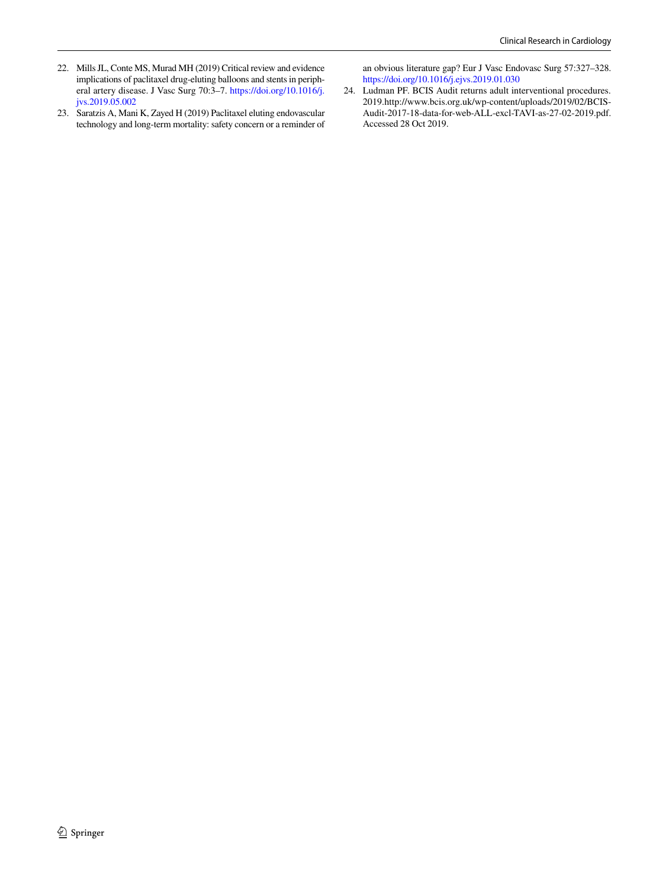22. Mills JL, Conte MS, Murad MH (2019) Critical review and evidence implications of paclitaxel drug-eluting balloons and stents in peripheral artery disease. J Vasc Surg 70:3–7. https://doi.org/10.1016/j.jvs.2019.05.002
23. Saratzis A, Mani K, Zayed H (2019) Paclitaxel eluting endovascular technology and long-term mortality: safety concern or a reminder of an obvious literature gap? Eur J Vasc Endovasc Surg 57:327–328. https://doi.org/10.1016/j.ejvs.2019.01.030
24. Ludman PF. BCIS Audit returns adult interventional procedures. 2019.http://www.bcis.org.uk/wp-content/uploads/2019/02/BCIS-Audit-2017-18-data-for-web-ALL-excl-TAVI-as-27-02-2019.pdf. Accessed 28 Oct 2019.